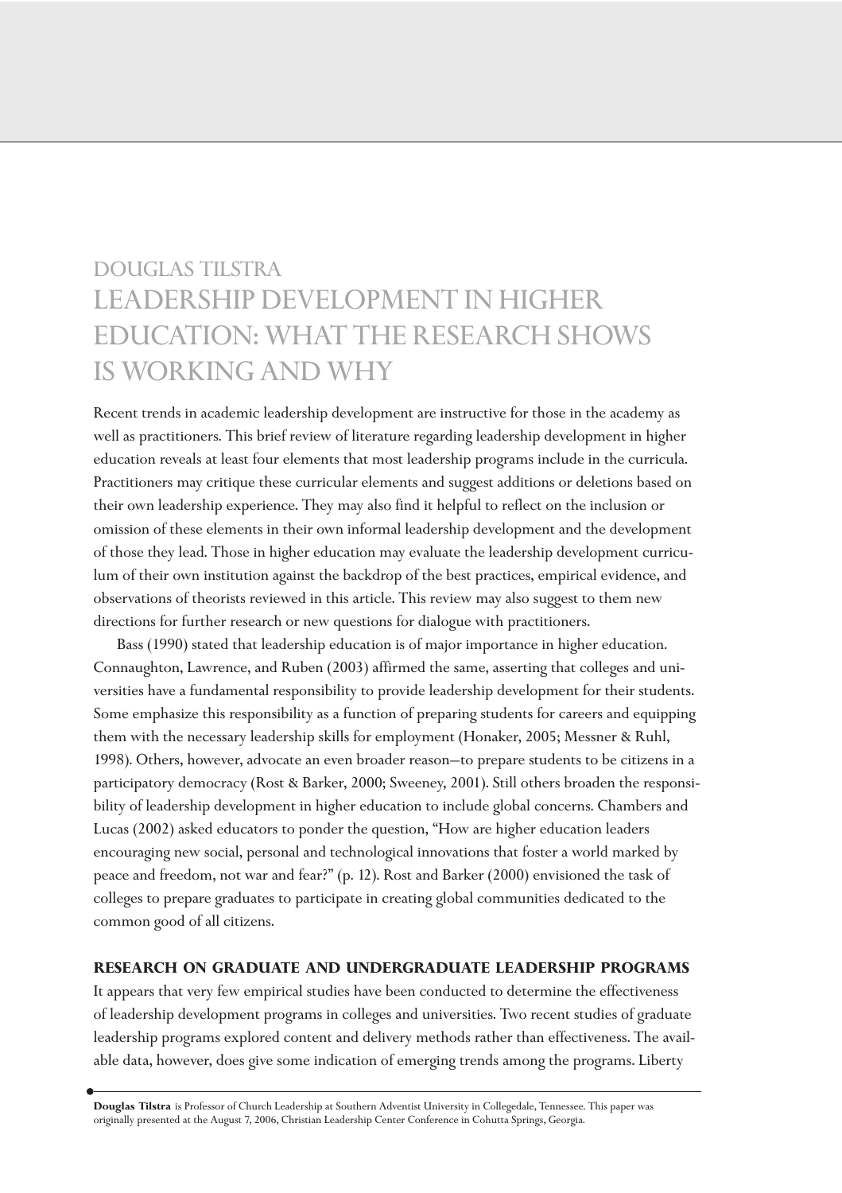DOUGLAS TILSTRA

# LEADERSHIP DEVELOPMENT IN HIGHER EDUCATION: WHAT THE RESEARCH SHOWS IS WORKING AND WHY

Recent trends in academic leadership development are instructive for those in the academy as well as practitioners. This brief review of literature regarding leadership development in higher education reveals at least four elements that most leadership programs include in the curricula. Practitioners may critique these curricular elements and suggest additions or deletions based on their own leadership experience. They may also find it helpful to reflect on the inclusion or omission of these elements in their own informal leadership development and the development of those they lead. Those in higher education may evaluate the leadership development curriculum of their own institution against the backdrop of the best practices, empirical evidence, and observations of theorists reviewed in this article. This review may also suggest to them new directions for further research or new questions for dialogue with practitioners.

Bass (1990) stated that leadership education is of major importance in higher education. Connaughton, Lawrence, and Ruben (2003) affirmed the same, asserting that colleges and universities have a fundamental responsibility to provide leadership development for their students. Some emphasize this responsibility as a function of preparing students for careers and equipping them with the necessary leadership skills for employment (Honaker, 2005; Messner & Ruhl, 1998). Others, however, advocate an even broader reason—to prepare students to be citizens in a participatory democracy (Rost & Barker, 2000; Sweeney, 2001). Still others broaden the responsibility of leadership development in higher education to include global concerns. Chambers and Lucas (2002) asked educators to ponder the question, "How are higher education leaders encouraging new social, personal and technological innovations that foster a world marked by peace and freedom, not war and fear?" (p. 12). Rost and Barker (2000) envisioned the task of colleges to prepare graduates to participate in creating global communities dedicated to the common good of all citizens.

## RESEARCH ON GRADUATE AND UNDERGRADUATE LEADERSHIP PROGRAMS

It appears that very few empirical studies have been conducted to determine the effectiveness of leadership development programs in colleges and universities. Two recent studies of graduate leadership programs explored content and delivery methods rather than effectiveness. The available data, however, does give some indication of emerging trends among the programs. Liberty

**Douglas Tilstra** is Professor of Church Leadership at Southern Adventist University in Collegedale, Tennessee. This paper was originally presented at the August 7, 2006, Christian Leadership Center Conference in Cohutta Springs, Georgia.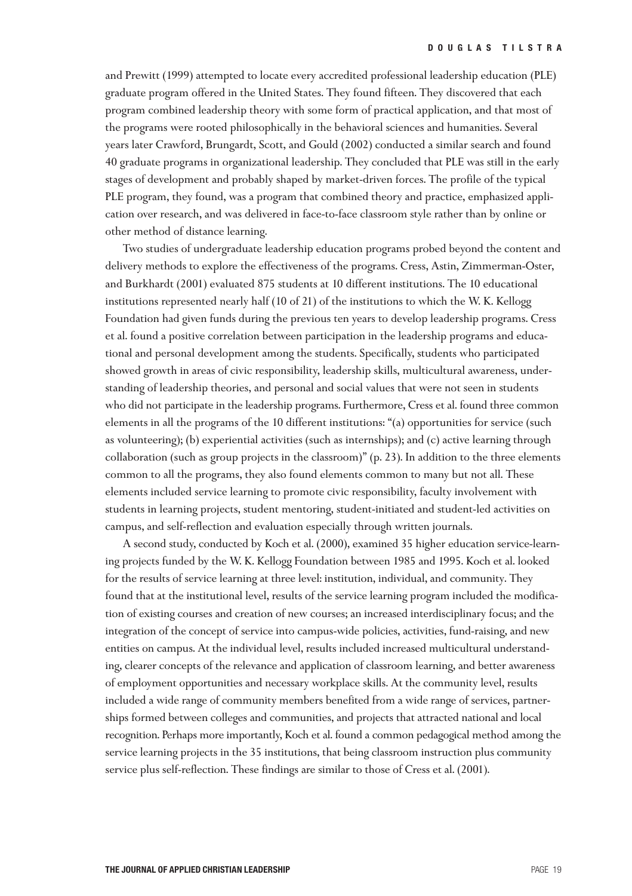and Prewitt (1999) attempted to locate every accredited professional leadership education (PLE) graduate program offered in the United States. They found fifteen. They discovered that each program combined leadership theory with some form of practical application, and that most of the programs were rooted philosophically in the behavioral sciences and humanities. Several years later Crawford, Brungardt, Scott, and Gould (2002) conducted a similar search and found 40 graduate programs in organizational leadership. They concluded that PLE was still in the early stages of development and probably shaped by market-driven forces. The profile of the typical PLE program, they found, was a program that combined theory and practice, emphasized application over research, and was delivered in face-to-face classroom style rather than by online or other method of distance learning.

Two studies of undergraduate leadership education programs probed beyond the content and delivery methods to explore the effectiveness of the programs. Cress, Astin, Zimmerman-Oster, and Burkhardt (2001) evaluated 875 students at 10 different institutions. The 10 educational institutions represented nearly half (10 of 21) of the institutions to which the W. K. Kellogg Foundation had given funds during the previous ten years to develop leadership programs. Cress et al. found a positive correlation between participation in the leadership programs and educational and personal development among the students. Specifically, students who participated showed growth in areas of civic responsibility, leadership skills, multicultural awareness, understanding of leadership theories, and personal and social values that were not seen in students who did not participate in the leadership programs. Furthermore, Cress et al. found three common elements in all the programs of the 10 different institutions: "(a) opportunities for service (such as volunteering); (b) experiential activities (such as internships); and (c) active learning through collaboration (such as group projects in the classroom)" (p. 23). In addition to the three elements common to all the programs, they also found elements common to many but not all. These elements included service learning to promote civic responsibility, faculty involvement with students in learning projects, student mentoring, student-initiated and student-led activities on campus, and self-reflection and evaluation especially through written journals.

A second study, conducted by Koch et al. (2000), examined 35 higher education service-learning projects funded by the W. K. Kellogg Foundation between 1985 and 1995. Koch et al. looked for the results of service learning at three level: institution, individual, and community. They found that at the institutional level, results of the service learning program included the modification of existing courses and creation of new courses; an increased interdisciplinary focus; and the integration of the concept of service into campus-wide policies, activities, fund-raising, and new entities on campus. At the individual level, results included increased multicultural understanding, clearer concepts of the relevance and application of classroom learning, and better awareness of employment opportunities and necessary workplace skills. At the community level, results included a wide range of community members benefited from a wide range of services, partnerships formed between colleges and communities, and projects that attracted national and local recognition. Perhaps more importantly, Koch et al. found a common pedagogical method among the service learning projects in the 35 institutions, that being classroom instruction plus community service plus self-reflection. These findings are similar to those of Cress et al. (2001).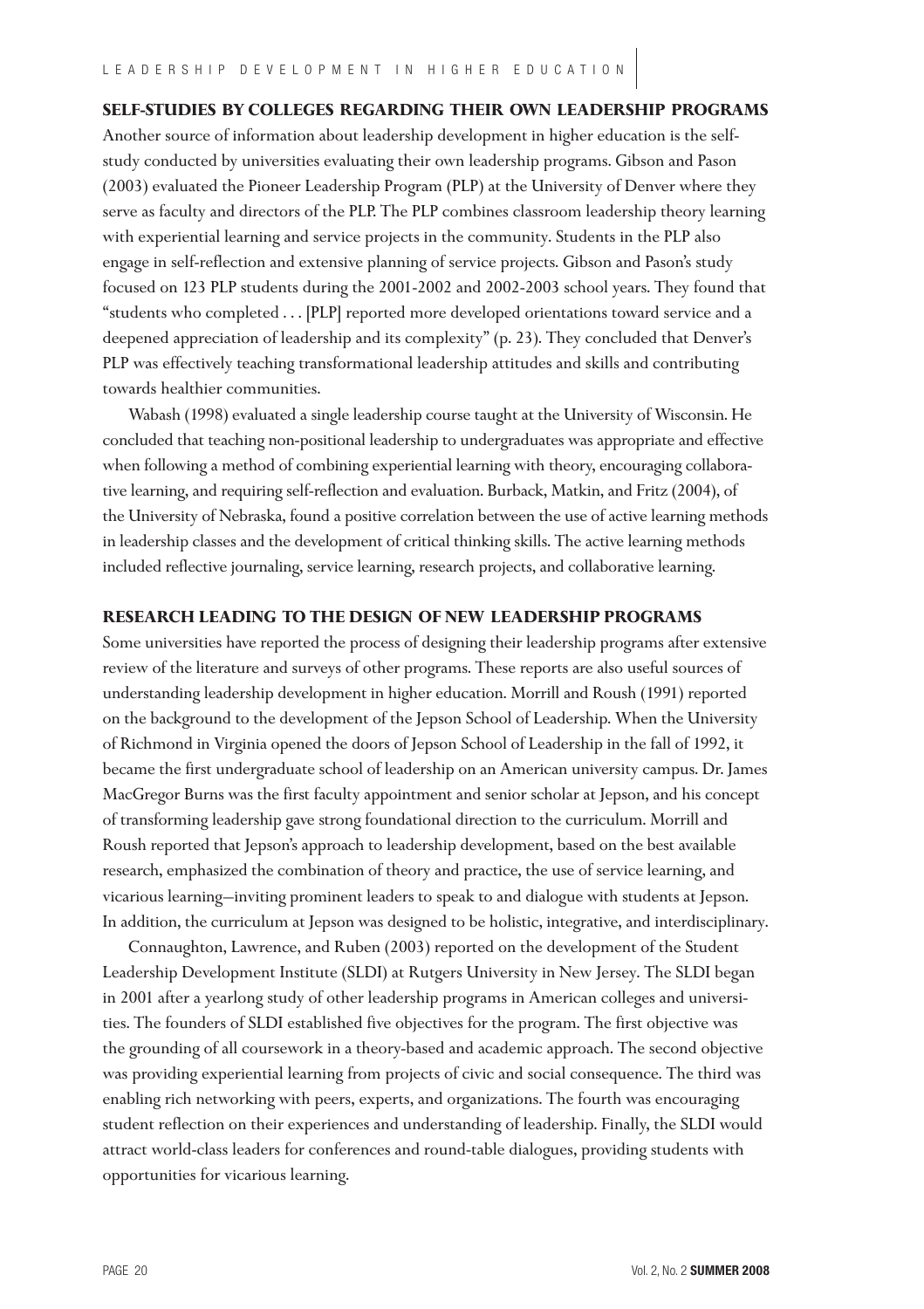## SELF-STUDIES BY COLLEGES REGARDING THEIR OWN LEADERSHIP PROGRAMS

Another source of information about leadership development in higher education is the self-study conducted by universities evaluating their own leadership programs. Gibson and Pason (2003) evaluated the Pioneer Leadership Program (PLP) at the University of Denver where they serve as faculty and directors of the PLP. The PLP combines classroom leadership theory learning with experiential learning and service projects in the community. Students in the PLP also engage in self-reflection and extensive planning of service projects. Gibson and Pason's study focused on 123 PLP students during the 2001-2002 and 2002-2003 school years. They found that "students who completed . . . [PLP] reported more developed orientations toward service and a deepened appreciation of leadership and its complexity" (p. 23). They concluded that Denver's PLP was effectively teaching transformational leadership attitudes and skills and contributing towards healthier communities.

Wabash (1998) evaluated a single leadership course taught at the University of Wisconsin. He concluded that teaching non-positional leadership to undergraduates was appropriate and effective when following a method of combining experiential learning with theory, encouraging collaborative learning, and requiring self-reflection and evaluation. Burback, Matkin, and Fritz (2004), of the University of Nebraska, found a positive correlation between the use of active learning methods in leadership classes and the development of critical thinking skills. The active learning methods included reflective journaling, service learning, research projects, and collaborative learning.

## RESEARCH LEADING TO THE DESIGN OF NEW LEADERSHIP PROGRAMS

Some universities have reported the process of designing their leadership programs after extensive review of the literature and surveys of other programs. These reports are also useful sources of understanding leadership development in higher education. Morrill and Roush (1991) reported on the background to the development of the Jepson School of Leadership. When the University of Richmond in Virginia opened the doors of Jepson School of Leadership in the fall of 1992, it became the first undergraduate school of leadership on an American university campus. Dr. James MacGregor Burns was the first faculty appointment and senior scholar at Jepson, and his concept of transforming leadership gave strong foundational direction to the curriculum. Morrill and Roush reported that Jepson's approach to leadership development, based on the best available research, emphasized the combination of theory and practice, the use of service learning, and vicarious learning—inviting prominent leaders to speak to and dialogue with students at Jepson. In addition, the curriculum at Jepson was designed to be holistic, integrative, and interdisciplinary.

Connaughton, Lawrence, and Ruben (2003) reported on the development of the Student Leadership Development Institute (SLDI) at Rutgers University in New Jersey. The SLDI began in 2001 after a yearlong study of other leadership programs in American colleges and universities. The founders of SLDI established five objectives for the program. The first objective was the grounding of all coursework in a theory-based and academic approach. The second objective was providing experiential learning from projects of civic and social consequence. The third was enabling rich networking with peers, experts, and organizations. The fourth was encouraging student reflection on their experiences and understanding of leadership. Finally, the SLDI would attract world-class leaders for conferences and round-table dialogues, providing students with opportunities for vicarious learning.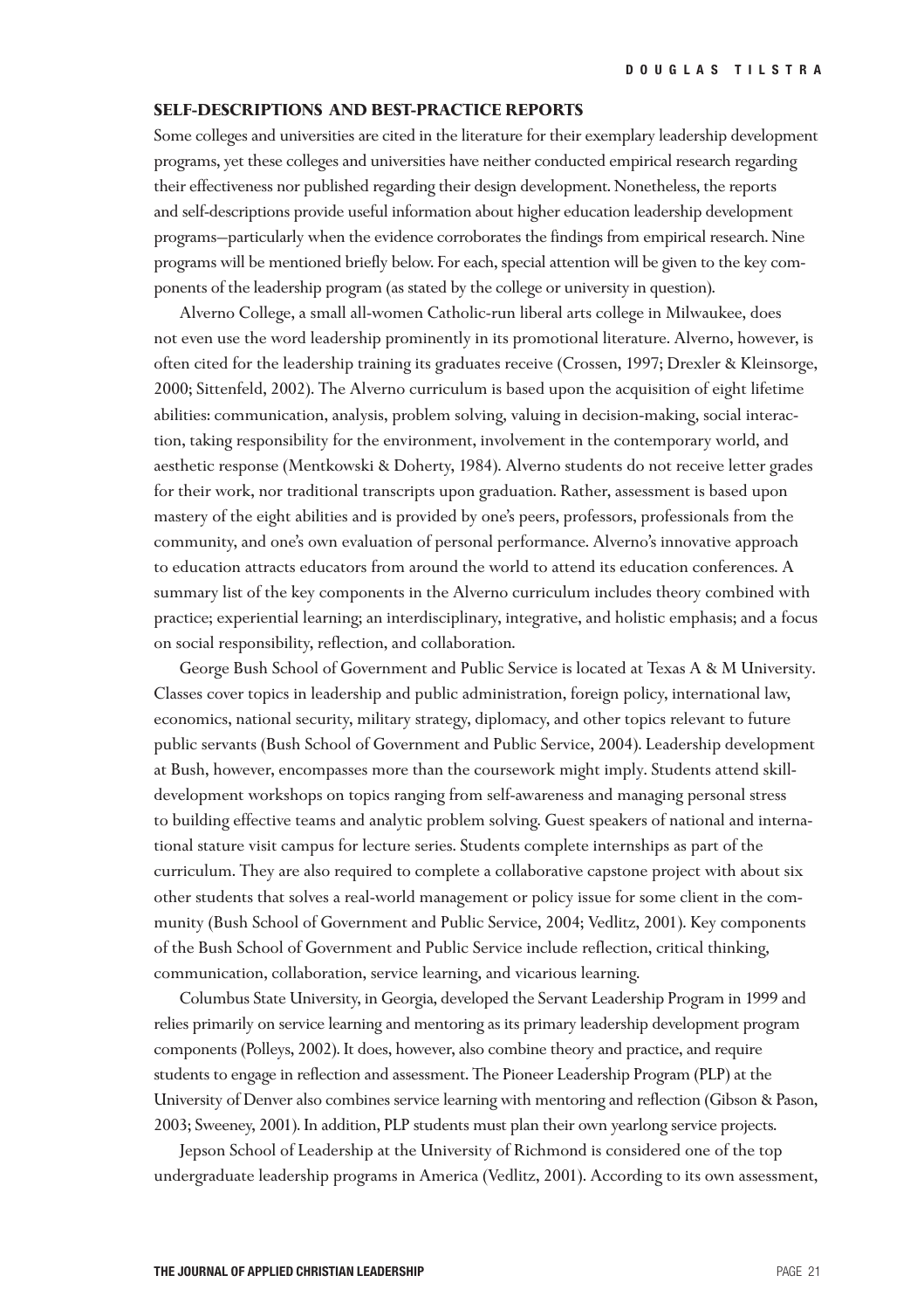## SELF-DESCRIPTIONS AND BEST-PRACTICE REPORTS

Some colleges and universities are cited in the literature for their exemplary leadership development programs, yet these colleges and universities have neither conducted empirical research regarding their effectiveness nor published regarding their design development. Nonetheless, the reports and self-descriptions provide useful information about higher education leadership development programs—particularly when the evidence corroborates the findings from empirical research. Nine programs will be mentioned briefly below. For each, special attention will be given to the key components of the leadership program (as stated by the college or university in question).

Alverno College, a small all-women Catholic-run liberal arts college in Milwaukee, does not even use the word leadership prominently in its promotional literature. Alverno, however, is often cited for the leadership training its graduates receive (Crossen, 1997; Drexler & Kleinsorge, 2000; Sittenfeld, 2002). The Alverno curriculum is based upon the acquisition of eight lifetime abilities: communication, analysis, problem solving, valuing in decision-making, social interaction, taking responsibility for the environment, involvement in the contemporary world, and aesthetic response (Mentkowski & Doherty, 1984). Alverno students do not receive letter grades for their work, nor traditional transcripts upon graduation. Rather, assessment is based upon mastery of the eight abilities and is provided by one's peers, professors, professionals from the community, and one's own evaluation of personal performance. Alverno's innovative approach to education attracts educators from around the world to attend its education conferences. A summary list of the key components in the Alverno curriculum includes theory combined with practice; experiential learning; an interdisciplinary, integrative, and holistic emphasis; and a focus on social responsibility, reflection, and collaboration.

George Bush School of Government and Public Service is located at Texas A & M University. Classes cover topics in leadership and public administration, foreign policy, international law, economics, national security, military strategy, diplomacy, and other topics relevant to future public servants (Bush School of Government and Public Service, 2004). Leadership development at Bush, however, encompasses more than the coursework might imply. Students attend skill-development workshops on topics ranging from self-awareness and managing personal stress to building effective teams and analytic problem solving. Guest speakers of national and international stature visit campus for lecture series. Students complete internships as part of the curriculum. They are also required to complete a collaborative capstone project with about six other students that solves a real-world management or policy issue for some client in the community (Bush School of Government and Public Service, 2004; Vedlitz, 2001). Key components of the Bush School of Government and Public Service include reflection, critical thinking, communication, collaboration, service learning, and vicarious learning.

Columbus State University, in Georgia, developed the Servant Leadership Program in 1999 and relies primarily on service learning and mentoring as its primary leadership development program components (Polleys, 2002). It does, however, also combine theory and practice, and require students to engage in reflection and assessment. The Pioneer Leadership Program (PLP) at the University of Denver also combines service learning with mentoring and reflection (Gibson & Pason, 2003; Sweeney, 2001). In addition, PLP students must plan their own yearlong service projects.

Jepson School of Leadership at the University of Richmond is considered one of the top undergraduate leadership programs in America (Vedlitz, 2001). According to its own assessment,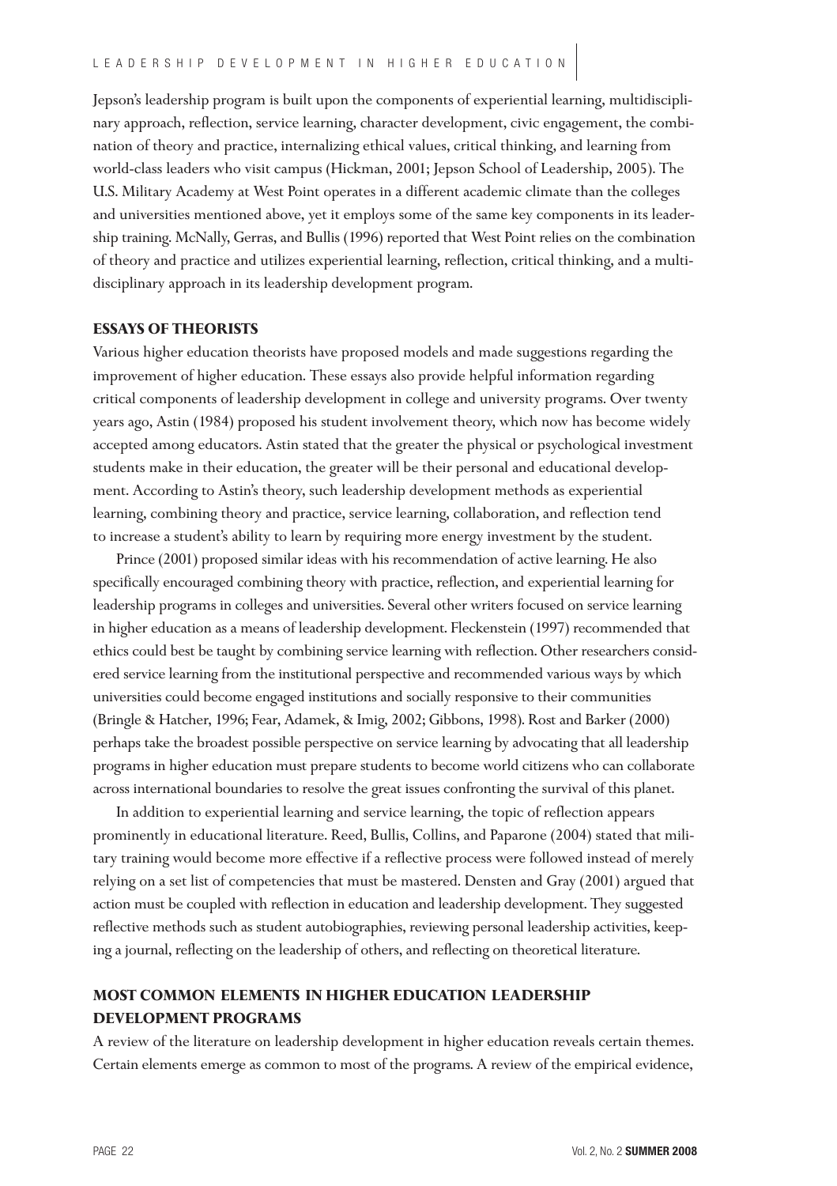Jepson's leadership program is built upon the components of experiential learning, multidisciplinary approach, reflection, service learning, character development, civic engagement, the combination of theory and practice, internalizing ethical values, critical thinking, and learning from world-class leaders who visit campus (Hickman, 2001; Jepson School of Leadership, 2005). The U.S. Military Academy at West Point operates in a different academic climate than the colleges and universities mentioned above, yet it employs some of the same key components in its leadership training. McNally, Gerras, and Bullis (1996) reported that West Point relies on the combination of theory and practice and utilizes experiential learning, reflection, critical thinking, and a multidisciplinary approach in its leadership development program.

## ESSAYS OF THEORISTS

Various higher education theorists have proposed models and made suggestions regarding the improvement of higher education. These essays also provide helpful information regarding critical components of leadership development in college and university programs. Over twenty years ago, Astin (1984) proposed his student involvement theory, which now has become widely accepted among educators. Astin stated that the greater the physical or psychological investment students make in their education, the greater will be their personal and educational development. According to Astin's theory, such leadership development methods as experiential learning, combining theory and practice, service learning, collaboration, and reflection tend to increase a student's ability to learn by requiring more energy investment by the student.

Prince (2001) proposed similar ideas with his recommendation of active learning. He also specifically encouraged combining theory with practice, reflection, and experiential learning for leadership programs in colleges and universities. Several other writers focused on service learning in higher education as a means of leadership development. Fleckenstein (1997) recommended that ethics could best be taught by combining service learning with reflection. Other researchers considered service learning from the institutional perspective and recommended various ways by which universities could become engaged institutions and socially responsive to their communities (Bringle & Hatcher, 1996; Fear, Adamek, & Imig, 2002; Gibbons, 1998). Rost and Barker (2000) perhaps take the broadest possible perspective on service learning by advocating that all leadership programs in higher education must prepare students to become world citizens who can collaborate across international boundaries to resolve the great issues confronting the survival of this planet.

In addition to experiential learning and service learning, the topic of reflection appears prominently in educational literature. Reed, Bullis, Collins, and Paparone (2004) stated that military training would become more effective if a reflective process were followed instead of merely relying on a set list of competencies that must be mastered. Densten and Gray (2001) argued that action must be coupled with reflection in education and leadership development. They suggested reflective methods such as student autobiographies, reviewing personal leadership activities, keeping a journal, reflecting on the leadership of others, and reflecting on theoretical literature.

## MOST COMMON ELEMENTS IN HIGHER EDUCATION LEADERSHIP DEVELOPMENT PROGRAMS

A review of the literature on leadership development in higher education reveals certain themes. Certain elements emerge as common to most of the programs. A review of the empirical evidence,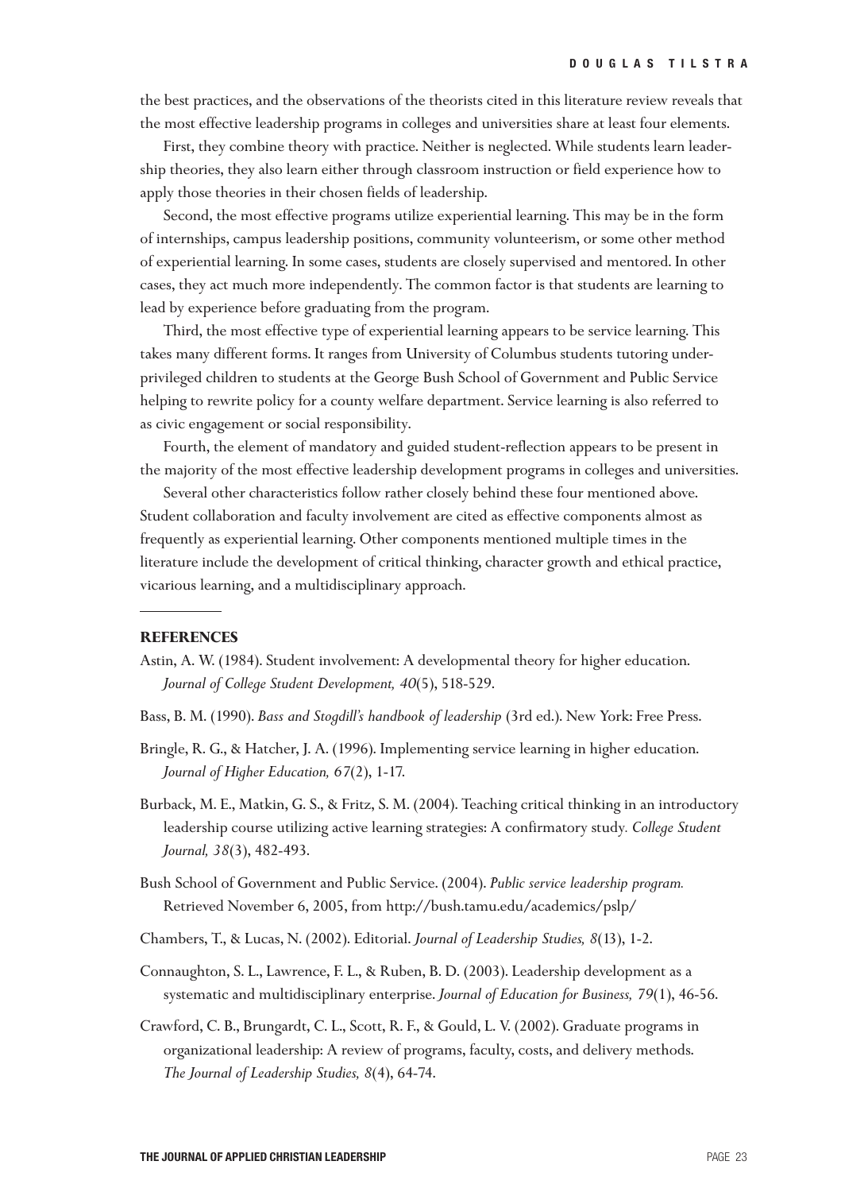the best practices, and the observations of the theorists cited in this literature review reveals that the most effective leadership programs in colleges and universities share at least four elements.

First, they combine theory with practice. Neither is neglected. While students learn leadership theories, they also learn either through classroom instruction or field experience how to apply those theories in their chosen fields of leadership.

Second, the most effective programs utilize experiential learning. This may be in the form of internships, campus leadership positions, community volunteerism, or some other method of experiential learning. In some cases, students are closely supervised and mentored. In other cases, they act much more independently. The common factor is that students are learning to lead by experience before graduating from the program.

Third, the most effective type of experiential learning appears to be service learning. This takes many different forms. It ranges from University of Columbus students tutoring underprivileged children to students at the George Bush School of Government and Public Service helping to rewrite policy for a county welfare department. Service learning is also referred to as civic engagement or social responsibility.

Fourth, the element of mandatory and guided student-reflection appears to be present in the majority of the most effective leadership development programs in colleges and universities.

Several other characteristics follow rather closely behind these four mentioned above. Student collaboration and faculty involvement are cited as effective components almost as frequently as experiential learning. Other components mentioned multiple times in the literature include the development of critical thinking, character growth and ethical practice, vicarious learning, and a multidisciplinary approach.

## REFERENCES

Astin, A. W. (1984). Student involvement: A developmental theory for higher education. *Journal of College Student Development, 40*(5), 518-529.

Bass, B. M. (1990). *Bass and Stogdill's handbook of leadership* (3rd ed.). New York: Free Press.

Bringle, R. G., & Hatcher, J. A. (1996). Implementing service learning in higher education. *Journal of Higher Education, 67*(2), 1-17.

Burback, M. E., Matkin, G. S., & Fritz, S. M. (2004). Teaching critical thinking in an introductory leadership course utilizing active learning strategies: A confirmatory study. *College Student Journal, 38*(3), 482-493.

Bush School of Government and Public Service. (2004). *Public service leadership program.* Retrieved November 6, 2005, from http://bush.tamu.edu/academics/pslp/

Chambers, T., & Lucas, N. (2002). Editorial. *Journal of Leadership Studies, 8*(13), 1-2.

Connaughton, S. L., Lawrence, F. L., & Ruben, B. D. (2003). Leadership development as a systematic and multidisciplinary enterprise. *Journal of Education for Business, 79*(1), 46-56.

Crawford, C. B., Brungardt, C. L., Scott, R. F., & Gould, L. V. (2002). Graduate programs in organizational leadership: A review of programs, faculty, costs, and delivery methods. *The Journal of Leadership Studies, 8*(4), 64-74.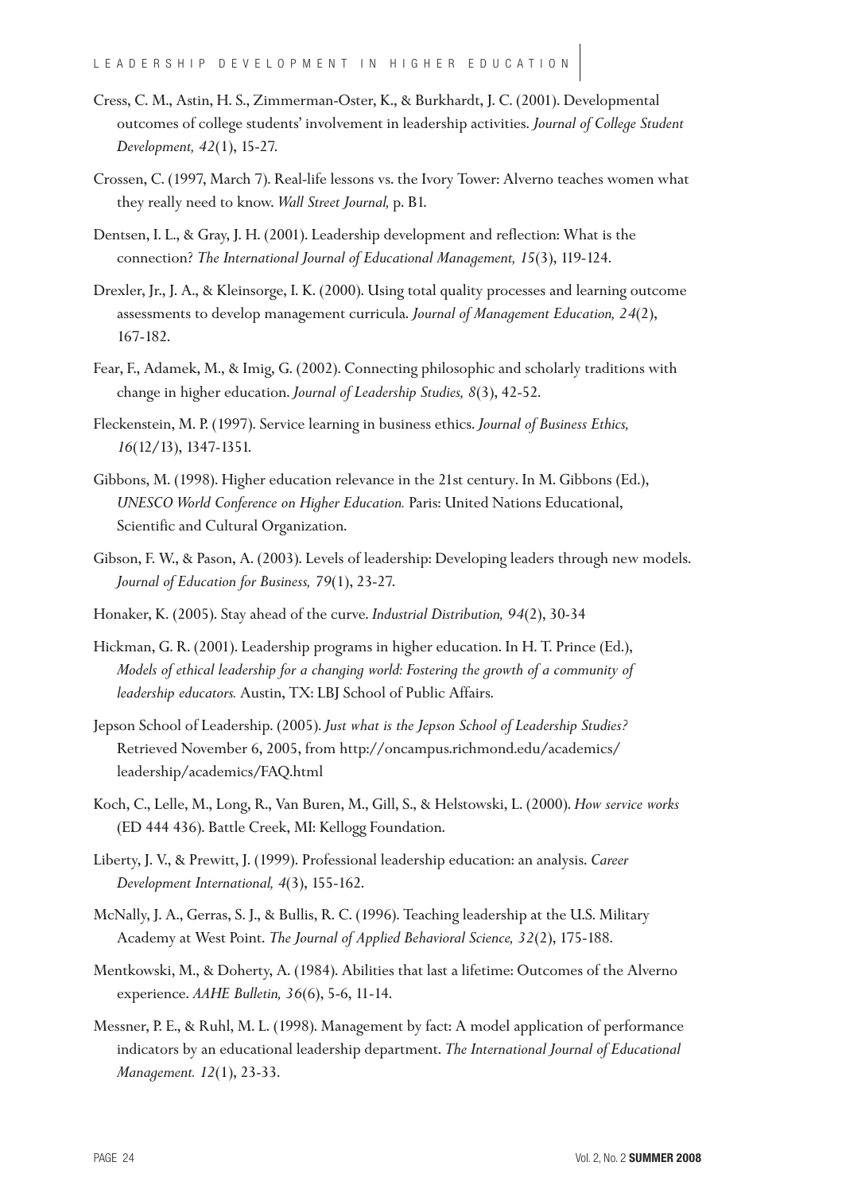Cress, C. M., Astin, H. S., Zimmerman-Oster, K., & Burkhardt, J. C. (2001). Developmental outcomes of college students' involvement in leadership activities. *Journal of College Student Development, 42*(1), 15-27.

Crossen, C. (1997, March 7). Real-life lessons vs. the Ivory Tower: Alverno teaches women what they really need to know. *Wall Street Journal,* p. B1.

Dentsen, I. L., & Gray, J. H. (2001). Leadership development and reflection: What is the connection? *The International Journal of Educational Management, 15*(3), 119-124.

Drexler, Jr., J. A., & Kleinsorge, I. K. (2000). Using total quality processes and learning outcome assessments to develop management curricula. *Journal of Management Education, 24*(2), 167-182.

Fear, F., Adamek, M., & Imig, G. (2002). Connecting philosophic and scholarly traditions with change in higher education. *Journal of Leadership Studies, 8*(3), 42-52.

Fleckenstein, M. P. (1997). Service learning in business ethics. *Journal of Business Ethics, 16*(12/13), 1347-1351.

Gibbons, M. (1998). Higher education relevance in the 21st century. In M. Gibbons (Ed.), *UNESCO World Conference on Higher Education.* Paris: United Nations Educational, Scientific and Cultural Organization.

Gibson, F. W., & Pason, A. (2003). Levels of leadership: Developing leaders through new models. *Journal of Education for Business, 79*(1), 23-27.

Honaker, K. (2005). Stay ahead of the curve. *Industrial Distribution, 94*(2), 30-34

Hickman, G. R. (2001). Leadership programs in higher education. In H. T. Prince (Ed.), *Models of ethical leadership for a changing world: Fostering the growth of a community of leadership educators.* Austin, TX: LBJ School of Public Affairs.

Jepson School of Leadership. (2005). *Just what is the Jepson School of Leadership Studies?* Retrieved November 6, 2005, from http://oncampus.richmond.edu/academics/leadership/academics/FAQ.html

Koch, C., Lelle, M., Long, R., Van Buren, M., Gill, S., & Helstowski, L. (2000). *How service works* (ED 444 436). Battle Creek, MI: Kellogg Foundation.

Liberty, J. V., & Prewitt, J. (1999). Professional leadership education: an analysis. *Career Development International, 4*(3), 155-162.

McNally, J. A., Gerras, S. J., & Bullis, R. C. (1996). Teaching leadership at the U.S. Military Academy at West Point. *The Journal of Applied Behavioral Science, 32*(2), 175-188.

Mentkowski, M., & Doherty, A. (1984). Abilities that last a lifetime: Outcomes of the Alverno experience. *AAHE Bulletin, 36*(6), 5-6, 11-14.

Messner, P. E., & Ruhl, M. L. (1998). Management by fact: A model application of performance indicators by an educational leadership department. *The International Journal of Educational Management. 12*(1), 23-33.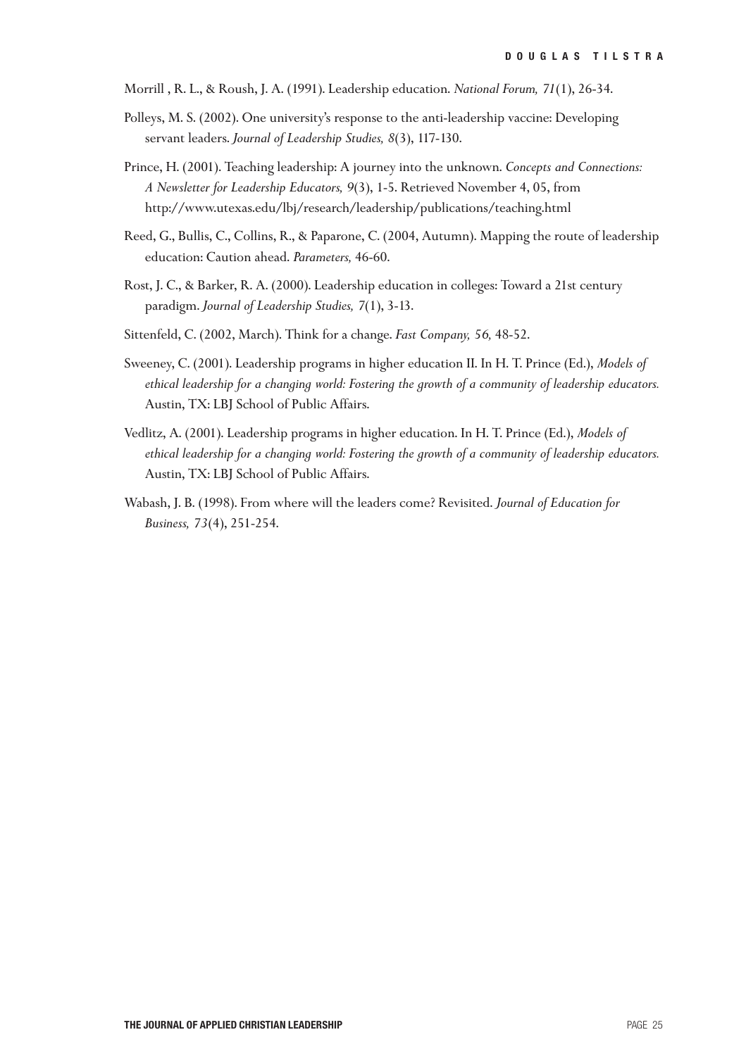Morrill , R. L., & Roush, J. A. (1991). Leadership education. *National Forum, 71*(1), 26-34.

Polleys, M. S. (2002). One university's response to the anti-leadership vaccine: Developing servant leaders. *Journal of Leadership Studies, 8*(3), 117-130.

Prince, H. (2001). Teaching leadership: A journey into the unknown. *Concepts and Connections: A Newsletter for Leadership Educators, 9*(3), 1-5. Retrieved November 4, 05, from http://www.utexas.edu/lbj/research/leadership/publications/teaching.html

Reed, G., Bullis, C., Collins, R., & Paparone, C. (2004, Autumn). Mapping the route of leadership education: Caution ahead. *Parameters,* 46-60.

Rost, J. C., & Barker, R. A. (2000). Leadership education in colleges: Toward a 21st century paradigm. *Journal of Leadership Studies,* 7(1), 3-13.

Sittenfeld, C. (2002, March). Think for a change. *Fast Company, 56,* 48-52.

Sweeney, C. (2001). Leadership programs in higher education II. In H. T. Prince (Ed.), *Models of ethical leadership for a changing world: Fostering the growth of a community of leadership educators.* Austin, TX: LBJ School of Public Affairs.

Vedlitz, A. (2001). Leadership programs in higher education. In H. T. Prince (Ed.), *Models of ethical leadership for a changing world: Fostering the growth of a community of leadership educators.* Austin, TX: LBJ School of Public Affairs.

Wabash, J. B. (1998). From where will the leaders come? Revisited. *Journal of Education for Business, 73*(4), 251-254.